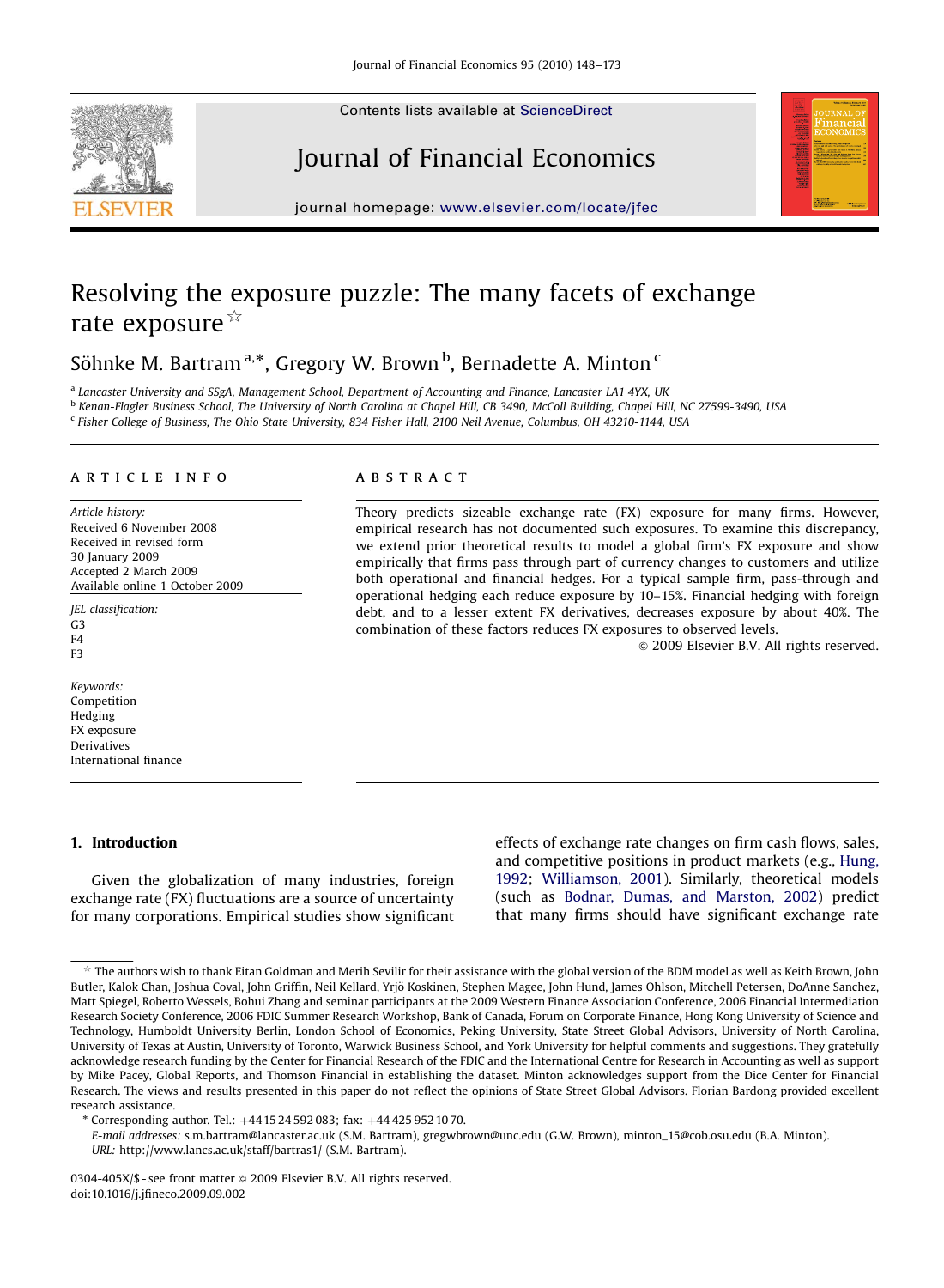# Resolving the exposure puzzle: The many facets of exchange rate exposure ☆

Söhnke M. Bartram [a,*], Gregory W. Brown [b], Bernadette A. Minton [c]

[a] Lancaster University and SSgA, Management School, Department of Accounting and Finance, Lancaster LA1 4YX, UK

[b] Kenan-Flagler Business School, The University of North Carolina at Chapel Hill, CB 3490, McColl Building, Chapel Hill, NC 27599-3490, USA

[c] Fisher College of Business, The Ohio State University, 834 Fisher Hall, 2100 Neil Avenue, Columbus, OH 43210-1144, USA

## ARTICLE INFO

*Article history:*
Received 6 November 2008
Received in revised form
30 January 2009
Accepted 2 March 2009
Available online 1 October 2009

*JEL classification:*
G3
F4
F3

*Keywords:*
Competition
Hedging
FX exposure
Derivatives
International finance

## ABSTRACT

Theory predicts sizeable exchange rate (FX) exposure for many firms. However, empirical research has not documented such exposures. To examine this discrepancy, we extend prior theoretical results to model a global firm's FX exposure and show empirically that firms pass through part of currency changes to customers and utilize both operational and financial hedges. For a typical sample firm, pass-through and operational hedging each reduce exposure by 10–15%. Financial hedging with foreign debt, and to a lesser extent FX derivatives, decreases exposure by about 40%. The combination of these factors reduces FX exposures to observed levels.

© 2009 Elsevier B.V. All rights reserved.

## 1. Introduction

Given the globalization of many industries, foreign exchange rate (FX) fluctuations are a source of uncertainty for many corporations. Empirical studies show significant effects of exchange rate changes on firm cash flows, sales, and competitive positions in product markets (e.g., Hung, 1992; Williamson, 2001). Similarly, theoretical models (such as Bodnar, Dumas, and Marston, 2002) predict that many firms should have significant exchange rate

---

☆ The authors wish to thank Eitan Goldman and Merih Sevilir for their assistance with the global version of the BDM model as well as Keith Brown, John Butler, Kalok Chan, Joshua Coval, John Griffin, Neil Kellard, Yrjö Koskinen, Stephen Magee, John Hund, James Ohlson, Mitchell Petersen, DoAnne Sanchez, Matt Spiegel, Roberto Wessels, Bohui Zhang and seminar participants at the 2009 Western Finance Association Conference, 2006 Financial Intermediation Research Society Conference, 2006 FDIC Summer Research Workshop, Bank of Canada, Forum on Corporate Finance, Hong Kong University of Science and Technology, Humboldt University Berlin, London School of Economics, Peking University, State Street Global Advisors, University of North Carolina, University of Texas at Austin, University of Toronto, Warwick Business School, and York University for helpful comments and suggestions. They gratefully acknowledge research funding by the Center for Financial Research of the FDIC and the International Centre for Research in Accounting as well as support by Mike Pacey, Global Reports, and Thomson Financial in establishing the dataset. Minton acknowledges support from the Dice Center for Financial Research. The views and results presented in this paper do not reflect the opinions of State Street Global Advisors. Florian Bardong provided excellent research assistance.

\* Corresponding author. Tel.: +44 15 24 592 083; fax: +44 425 952 10 70.

*E-mail addresses:* s.m.bartram@lancaster.ac.uk (S.M. Bartram), gregwbrown@unc.edu (G.W. Brown), minton_15@cob.osu.edu (B.A. Minton).

*URL:* http://www.lancs.ac.uk/staff/bartras1/ (S.M. Bartram).

0304-405X/$ - see front matter © 2009 Elsevier B.V. All rights reserved.
doi:10.1016/j.jfineco.2009.09.002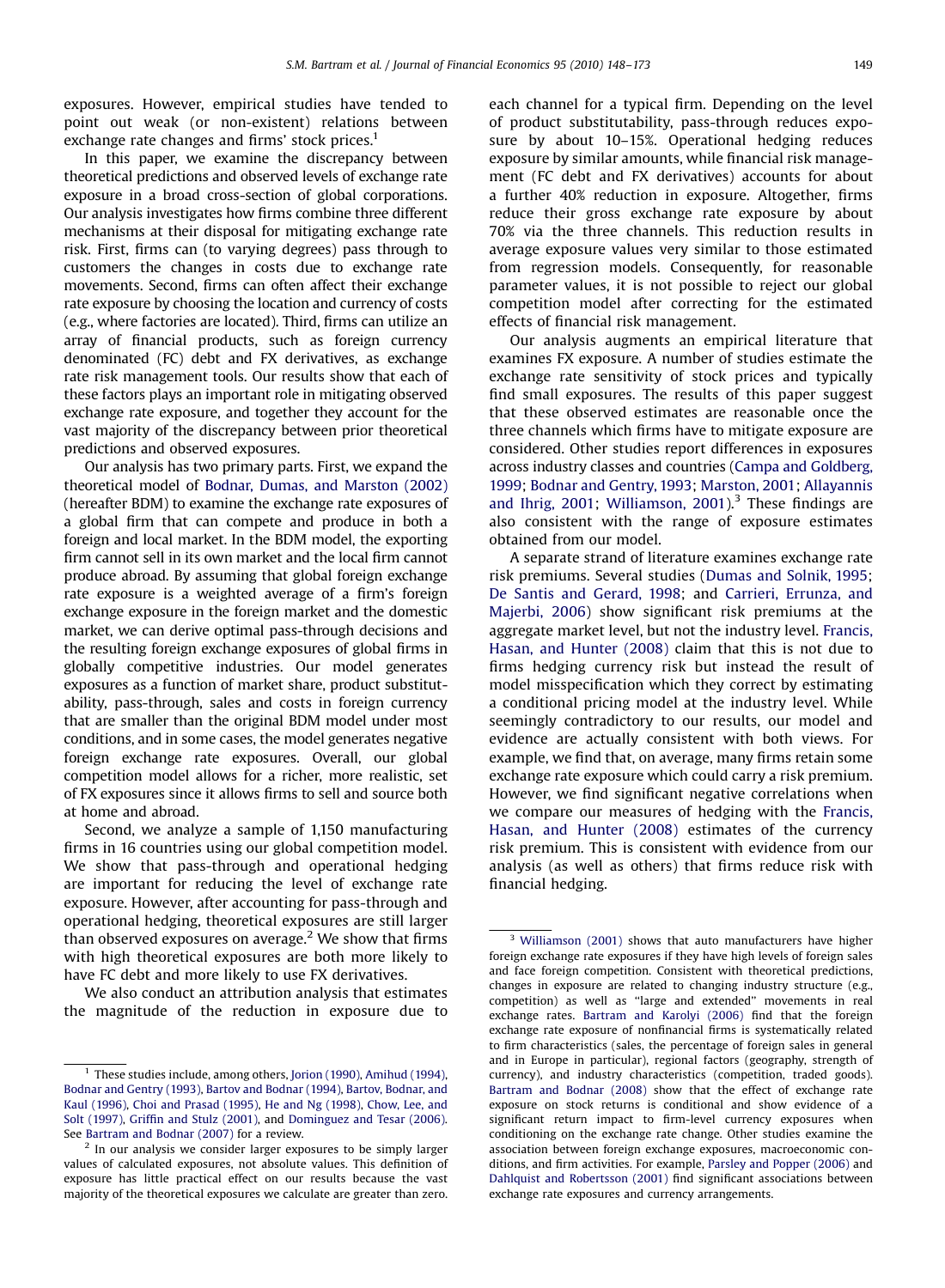exposures. However, empirical studies have tended to point out weak (or non-existent) relations between exchange rate changes and firms' stock prices.[1]

In this paper, we examine the discrepancy between theoretical predictions and observed levels of exchange rate exposure in a broad cross-section of global corporations. Our analysis investigates how firms combine three different mechanisms at their disposal for mitigating exchange rate risk. First, firms can (to varying degrees) pass through to customers the changes in costs due to exchange rate movements. Second, firms can often affect their exchange rate exposure by choosing the location and currency of costs (e.g., where factories are located). Third, firms can utilize an array of financial products, such as foreign currency denominated (FC) debt and FX derivatives, as exchange rate risk management tools. Our results show that each of these factors plays an important role in mitigating observed exchange rate exposure, and together they account for the vast majority of the discrepancy between prior theoretical predictions and observed exposures.

Our analysis has two primary parts. First, we expand the theoretical model of Bodnar, Dumas, and Marston (2002) (hereafter BDM) to examine the exchange rate exposures of a global firm that can compete and produce in both a foreign and local market. In the BDM model, the exporting firm cannot sell in its own market and the local firm cannot produce abroad. By assuming that global foreign exchange rate exposure is a weighted average of a firm's foreign exchange exposure in the foreign market and the domestic market, we can derive optimal pass-through decisions and the resulting foreign exchange exposures of global firms in globally competitive industries. Our model generates exposures as a function of market share, product substitutability, pass-through, sales and costs in foreign currency that are smaller than the original BDM model under most conditions, and in some cases, the model generates negative foreign exchange rate exposures. Overall, our global competition model allows for a richer, more realistic, set of FX exposures since it allows firms to sell and source both at home and abroad.

Second, we analyze a sample of 1,150 manufacturing firms in 16 countries using our global competition model. We show that pass-through and operational hedging are important for reducing the level of exchange rate exposure. However, after accounting for pass-through and operational hedging, theoretical exposures are still larger than observed exposures on average.[2] We show that firms with high theoretical exposures are both more likely to have FC debt and more likely to use FX derivatives.

We also conduct an attribution analysis that estimates the magnitude of the reduction in exposure due to each channel for a typical firm. Depending on the level of product substitutability, pass-through reduces exposure by about 10–15%. Operational hedging reduces exposure by similar amounts, while financial risk management (FC debt and FX derivatives) accounts for about a further 40% reduction in exposure. Altogether, firms reduce their gross exchange rate exposure by about 70% via the three channels. This reduction results in average exposure values very similar to those estimated from regression models. Consequently, for reasonable parameter values, it is not possible to reject our global competition model after correcting for the estimated effects of financial risk management.

Our analysis augments an empirical literature that examines FX exposure. A number of studies estimate the exchange rate sensitivity of stock prices and typically find small exposures. The results of this paper suggest that these observed estimates are reasonable once the three channels which firms have to mitigate exposure are considered. Other studies report differences in exposures across industry classes and countries (Campa and Goldberg, 1999; Bodnar and Gentry, 1993; Marston, 2001; Allayannis and Ihrig, 2001; Williamson, 2001).[3] These findings are also consistent with the range of exposure estimates obtained from our model.

A separate strand of literature examines exchange rate risk premiums. Several studies (Dumas and Solnik, 1995; De Santis and Gerard, 1998; and Carrieri, Errunza, and Majerbi, 2006) show significant risk premiums at the aggregate market level, but not the industry level. Francis, Hasan, and Hunter (2008) claim that this is not due to firms hedging currency risk but instead the result of model misspecification which they correct by estimating a conditional pricing model at the industry level. While seemingly contradictory to our results, our model and evidence are actually consistent with both views. For example, we find that, on average, many firms retain some exchange rate exposure which could carry a risk premium. However, we find significant negative correlations when we compare our measures of hedging with the Francis, Hasan, and Hunter (2008) estimates of the currency risk premium. This is consistent with evidence from our analysis (as well as others) that firms reduce risk with financial hedging.

[1] These studies include, among others, Jorion (1990), Amihud (1994), Bodnar and Gentry (1993), Bartov and Bodnar (1994), Bartov, Bodnar, and Kaul (1996), Choi and Prasad (1995), He and Ng (1998), Chow, Lee, and Solt (1997), Griffin and Stulz (2001), and Dominguez and Tesar (2006). See Bartram and Bodnar (2007) for a review.

[2] In our analysis we consider larger exposures to be simply larger values of calculated exposures, not absolute values. This definition of exposure has little practical effect on our results because the vast majority of the theoretical exposures we calculate are greater than zero.

[3] Williamson (2001) shows that auto manufacturers have higher foreign exchange rate exposures if they have high levels of foreign sales and face foreign competition. Consistent with theoretical predictions, changes in exposure are related to changing industry structure (e.g., competition) as well as "large and extended" movements in real exchange rates. Bartram and Karolyi (2006) find that the foreign exchange rate exposure of nonfinancial firms is systematically related to firm characteristics (sales, the percentage of foreign sales in general and in Europe in particular), regional factors (geography, strength of currency), and industry characteristics (competition, traded goods). Bartram and Bodnar (2008) show that the effect of exchange rate exposure on stock returns is conditional and show evidence of a significant return impact to firm-level currency exposures when conditioning on the exchange rate change. Other studies examine the association between foreign exchange exposures, macroeconomic conditions, and firm activities. For example, Parsley and Popper (2006) and Dahlquist and Robertsson (2001) find significant associations between exchange rate exposures and currency arrangements.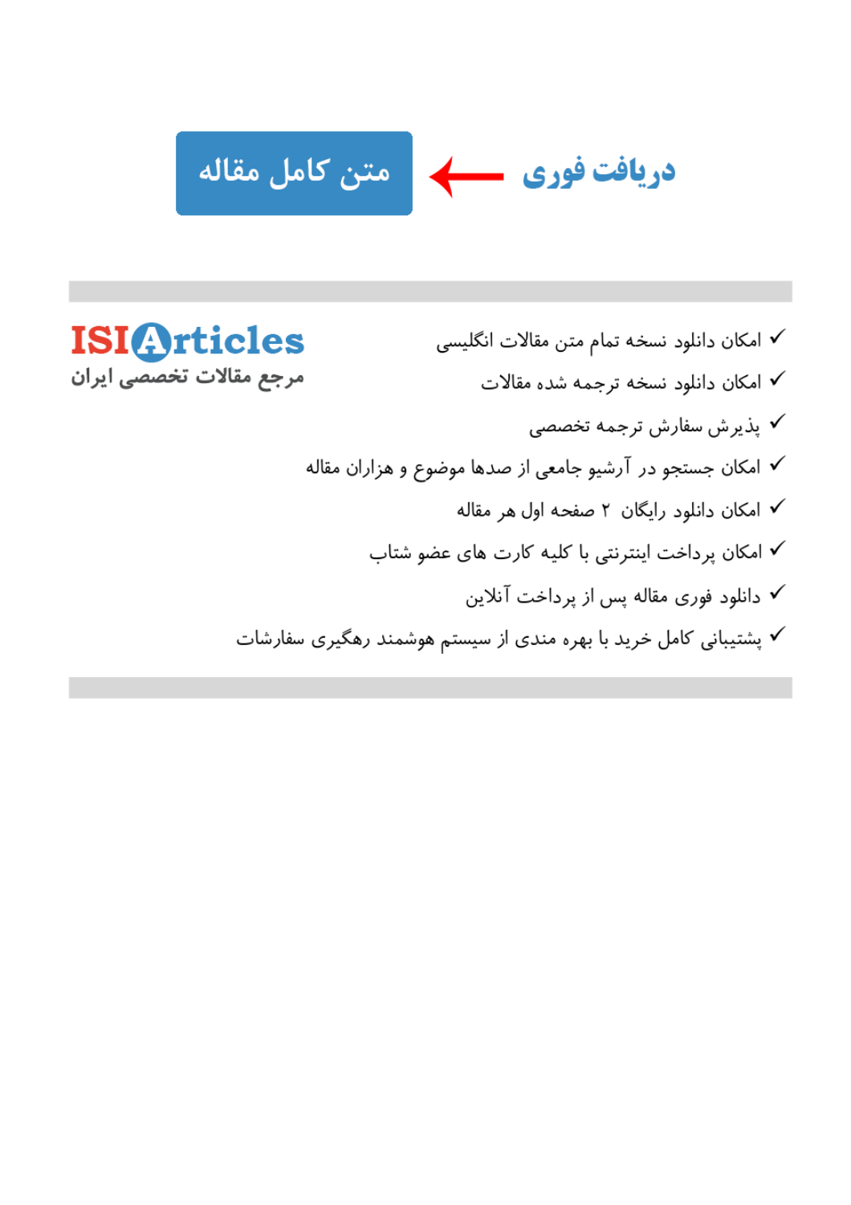دریافت فوری ← متن کامل مقاله

ISIArticles
مرجع مقالات تخصصی ایران

- ✓ امکان دانلود نسخه تمام متن مقالات انگلیسی
- ✓ امکان دانلود نسخه ترجمه شده مقالات
- ✓ پذیرش سفارش ترجمه تخصصی
- ✓ امکان جستجو در آرشیو جامعی از صدها موضوع و هزاران مقاله
- ✓ امکان دانلود رایگان ۲ صفحه اول هر مقاله
- ✓ امکان پرداخت اینترنتی با کلیه کارت های عضو شتاب
- ✓ دانلود فوری مقاله پس از پرداخت آنلاین
- ✓ پشتیبانی کامل خرید با بهره مندی از سیستم هوشمند رهگیری سفارشات